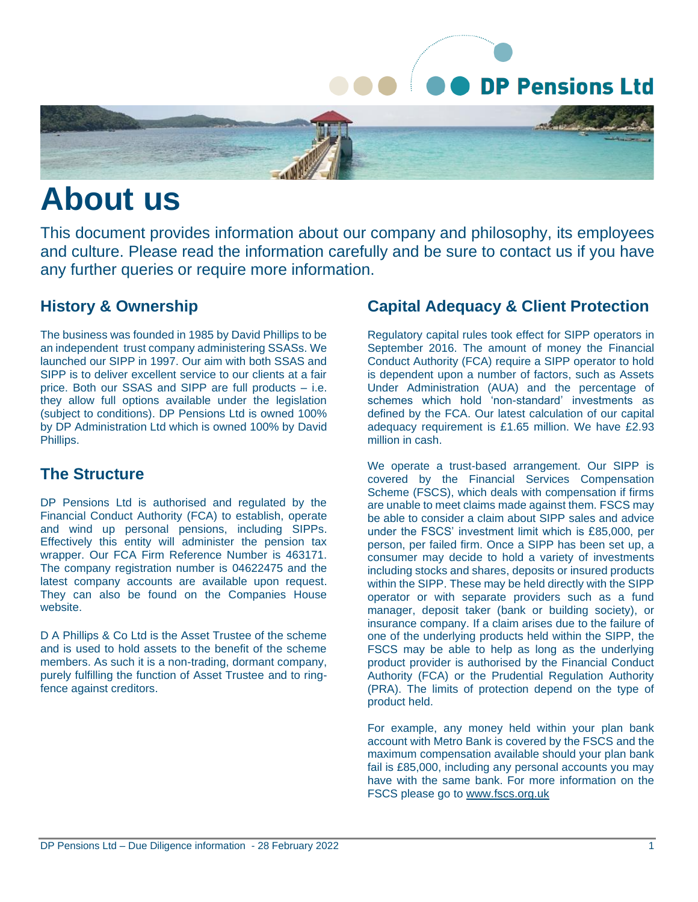# About us

This document provides information about our company and philosophy, its employees and culture. Please read the information carefully and be sure to contact us if you have any further queries or require more information.

## History & Ownership

The business was founded in 1985 by David Phillips to be an independent trust company administering SSASs. We launched our SIPP in 1997. Our aim with both SSAS and SIPP is to deliver excellent service to our clients at a fair price. Both our SSAS and SIPP are full products – i.e. they allow full options available under the legislation (subject to conditions). DP Pensions Ltd is owned 100% by DP Administration Ltd which is owned 100% by David Phillips.

## The Structure

DP Pensions Ltd is authorised and regulated by the Financial Conduct Authority (FCA) to establish, operate and wind up personal pensions, including SIPPs. Effectively this entity will administer the pension tax wrapper. Our FCA Firm Reference Number is 463171. The company registration number is 04622475 and the latest company accounts are available upon request. They can also be found on the Companies House website.

D A Phillips & Co Ltd is the Asset Trustee of the scheme and is used to hold assets to the benefit of the scheme members. As such it is a non-trading, dormant company, purely fulfilling the function of Asset Trustee and to ring-fence against creditors.

## Capital Adequacy & Client Protection

Regulatory capital rules took effect for SIPP operators in September 2016. The amount of money the Financial Conduct Authority (FCA) require a SIPP operator to hold is dependent upon a number of factors, such as Assets Under Administration (AUA) and the percentage of schemes which hold 'non-standard' investments as defined by the FCA. Our latest calculation of our capital adequacy requirement is £1.65 million. We have £2.93 million in cash.

We operate a trust-based arrangement. Our SIPP is covered by the Financial Services Compensation Scheme (FSCS), which deals with compensation if firms are unable to meet claims made against them. FSCS may be able to consider a claim about SIPP sales and advice under the FSCS' investment limit which is £85,000, per person, per failed firm. Once a SIPP has been set up, a consumer may decide to hold a variety of investments including stocks and shares, deposits or insured products within the SIPP. These may be held directly with the SIPP operator or with separate providers such as a fund manager, deposit taker (bank or building society), or insurance company. If a claim arises due to the failure of one of the underlying products held within the SIPP, the FSCS may be able to help as long as the underlying product provider is authorised by the Financial Conduct Authority (FCA) or the Prudential Regulation Authority (PRA). The limits of protection depend on the type of product held.

For example, any money held within your plan bank account with Metro Bank is covered by the FSCS and the maximum compensation available should your plan bank fail is £85,000, including any personal accounts you may have with the same bank. For more information on the FSCS please go to www.fscs.org.uk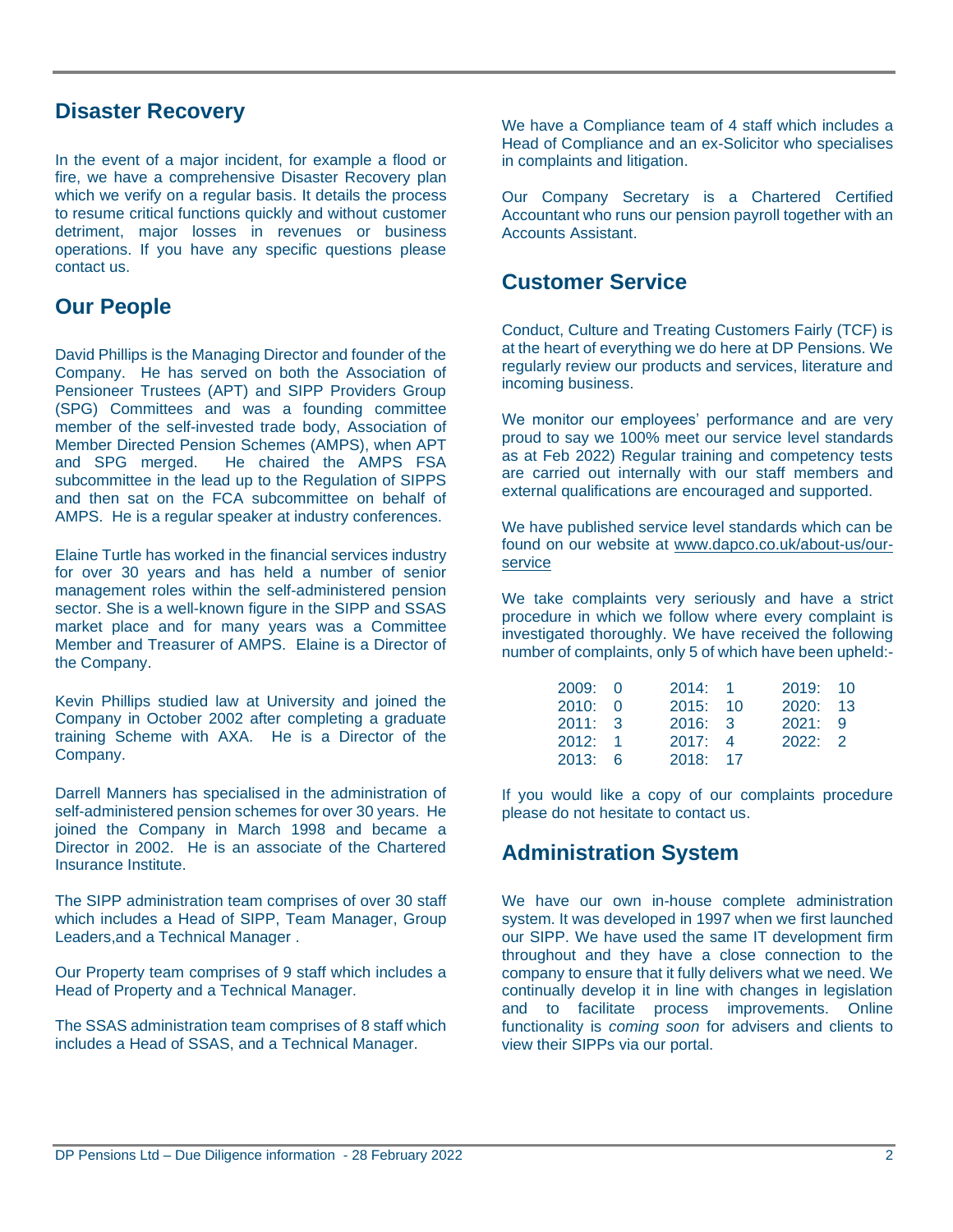## Disaster Recovery

In the event of a major incident, for example a flood or fire, we have a comprehensive Disaster Recovery plan which we verify on a regular basis. It details the process to resume critical functions quickly and without customer detriment, major losses in revenues or business operations. If you have any specific questions please contact us.

## Our People

David Phillips is the Managing Director and founder of the Company. He has served on both the Association of Pensioneer Trustees (APT) and SIPP Providers Group (SPG) Committees and was a founding committee member of the self-invested trade body, Association of Member Directed Pension Schemes (AMPS), when APT and SPG merged. He chaired the AMPS FSA subcommittee in the lead up to the Regulation of SIPPS and then sat on the FCA subcommittee on behalf of AMPS. He is a regular speaker at industry conferences.

Elaine Turtle has worked in the financial services industry for over 30 years and has held a number of senior management roles within the self-administered pension sector. She is a well-known figure in the SIPP and SSAS market place and for many years was a Committee Member and Treasurer of AMPS. Elaine is a Director of the Company.

Kevin Phillips studied law at University and joined the Company in October 2002 after completing a graduate training Scheme with AXA. He is a Director of the Company.

Darrell Manners has specialised in the administration of self-administered pension schemes for over 30 years. He joined the Company in March 1998 and became a Director in 2002. He is an associate of the Chartered Insurance Institute.

The SIPP administration team comprises of over 30 staff which includes a Head of SIPP, Team Manager, Group Leaders,and a Technical Manager .

Our Property team comprises of 9 staff which includes a Head of Property and a Technical Manager.

The SSAS administration team comprises of 8 staff which includes a Head of SSAS, and a Technical Manager.

We have a Compliance team of 4 staff which includes a Head of Compliance and an ex-Solicitor who specialises in complaints and litigation.

Our Company Secretary is a Chartered Certified Accountant who runs our pension payroll together with an Accounts Assistant.

## Customer Service

Conduct, Culture and Treating Customers Fairly (TCF) is at the heart of everything we do here at DP Pensions. We regularly review our products and services, literature and incoming business.

We monitor our employees' performance and are very proud to say we 100% meet our service level standards as at Feb 2022) Regular training and competency tests are carried out internally with our staff members and external qualifications are encouraged and supported.

We have published service level standards which can be found on our website at www.dapco.co.uk/about-us/our-service

We take complaints very seriously and have a strict procedure in which we follow where every complaint is investigated thoroughly. We have received the following number of complaints, only 5 of which have been upheld:-

| | | | | | |
|---|---|---|---|---|---|
| 2009: | 0 | 2014: | 1 | 2019: | 10 |
| 2010: | 0 | 2015: | 10 | 2020: | 13 |
| 2011: | 3 | 2016: | 3 | 2021: | 9 |
| 2012: | 1 | 2017: | 4 | 2022: | 2 |
| 2013: | 6 | 2018: | 17 | | |

If you would like a copy of our complaints procedure please do not hesitate to contact us.

## Administration System

We have our own in-house complete administration system. It was developed in 1997 when we first launched our SIPP. We have used the same IT development firm throughout and they have a close connection to the company to ensure that it fully delivers what we need. We continually develop it in line with changes in legislation and to facilitate process improvements. Online functionality is *coming soon* for advisers and clients to view their SIPPs via our portal.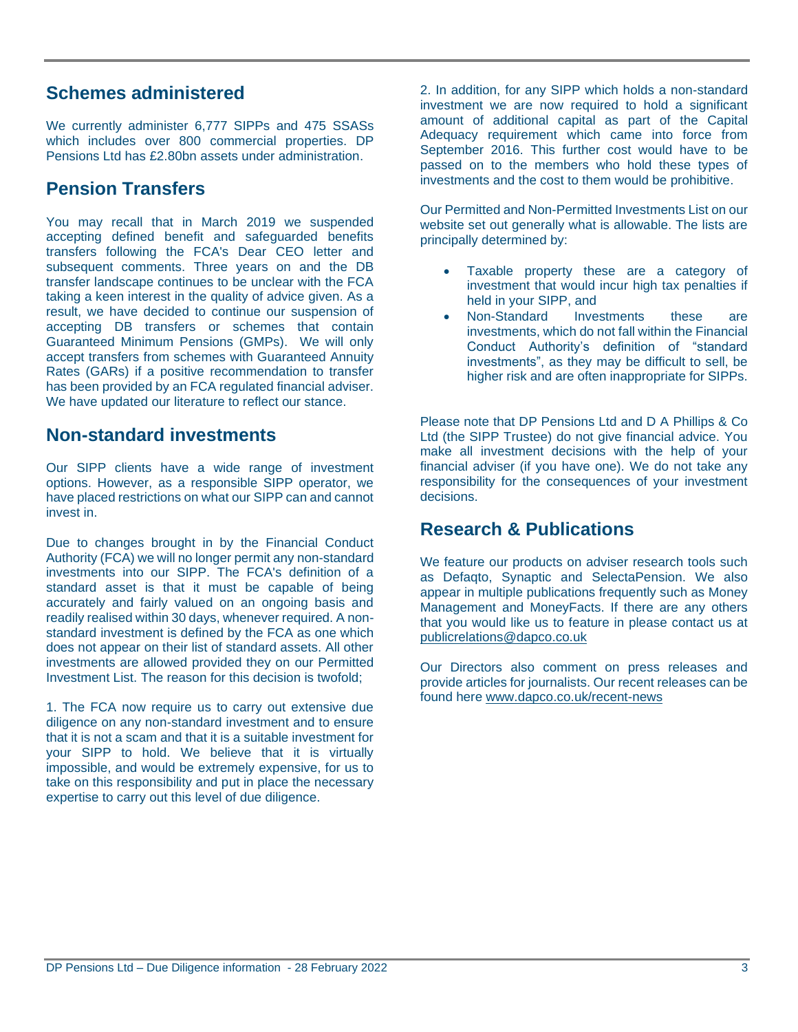## Schemes administered

We currently administer 6,777 SIPPs and 475 SSASs which includes over 800 commercial properties. DP Pensions Ltd has £2.80bn assets under administration.

## Pension Transfers

You may recall that in March 2019 we suspended accepting defined benefit and safeguarded benefits transfers following the FCA's Dear CEO letter and subsequent comments. Three years on and the DB transfer landscape continues to be unclear with the FCA taking a keen interest in the quality of advice given. As a result, we have decided to continue our suspension of accepting DB transfers or schemes that contain Guaranteed Minimum Pensions (GMPs). We will only accept transfers from schemes with Guaranteed Annuity Rates (GARs) if a positive recommendation to transfer has been provided by an FCA regulated financial adviser. We have updated our literature to reflect our stance.

## Non-standard investments

Our SIPP clients have a wide range of investment options. However, as a responsible SIPP operator, we have placed restrictions on what our SIPP can and cannot invest in.

Due to changes brought in by the Financial Conduct Authority (FCA) we will no longer permit any non-standard investments into our SIPP. The FCA's definition of a standard asset is that it must be capable of being accurately and fairly valued on an ongoing basis and readily realised within 30 days, whenever required. A non-standard investment is defined by the FCA as one which does not appear on their list of standard assets. All other investments are allowed provided they on our Permitted Investment List. The reason for this decision is twofold;

1. The FCA now require us to carry out extensive due diligence on any non-standard investment and to ensure that it is not a scam and that it is a suitable investment for your SIPP to hold. We believe that it is virtually impossible, and would be extremely expensive, for us to take on this responsibility and put in place the necessary expertise to carry out this level of due diligence.

2. In addition, for any SIPP which holds a non-standard investment we are now required to hold a significant amount of additional capital as part of the Capital Adequacy requirement which came into force from September 2016. This further cost would have to be passed on to the members who hold these types of investments and the cost to them would be prohibitive.

Our Permitted and Non-Permitted Investments List on our website set out generally what is allowable. The lists are principally determined by:

- Taxable property these are a category of investment that would incur high tax penalties if held in your SIPP, and
- Non-Standard Investments these are investments, which do not fall within the Financial Conduct Authority's definition of "standard investments", as they may be difficult to sell, be higher risk and are often inappropriate for SIPPs.

Please note that DP Pensions Ltd and D A Phillips & Co Ltd (the SIPP Trustee) do not give financial advice. You make all investment decisions with the help of your financial adviser (if you have one). We do not take any responsibility for the consequences of your investment decisions.

## Research & Publications

We feature our products on adviser research tools such as Defaqto, Synaptic and SelectaPension. We also appear in multiple publications frequently such as Money Management and MoneyFacts. If there are any others that you would like us to feature in please contact us at publicrelations@dapco.co.uk

Our Directors also comment on press releases and provide articles for journalists. Our recent releases can be found here www.dapco.co.uk/recent-news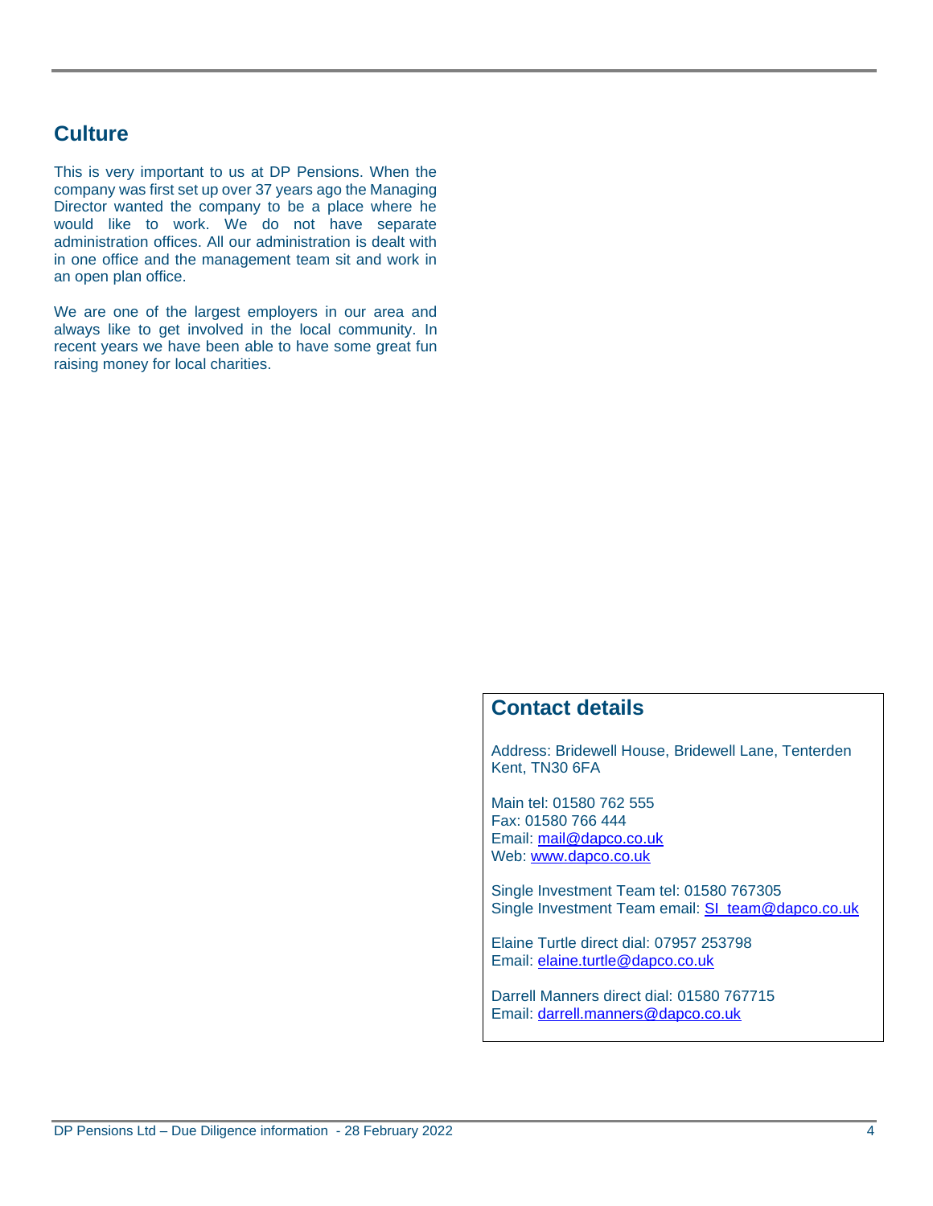## Culture

This is very important to us at DP Pensions. When the company was first set up over 37 years ago the Managing Director wanted the company to be a place where he would like to work. We do not have separate administration offices. All our administration is dealt with in one office and the management team sit and work in an open plan office.

We are one of the largest employers in our area and always like to get involved in the local community. In recent years we have been able to have some great fun raising money for local charities.

## Contact details

Address: Bridewell House, Bridewell Lane, Tenterden Kent, TN30 6FA

Main tel: 01580 762 555
Fax: 01580 766 444
Email: mail@dapco.co.uk
Web: www.dapco.co.uk

Single Investment Team tel: 01580 767305
Single Investment Team email: SI_team@dapco.co.uk

Elaine Turtle direct dial: 07957 253798
Email: elaine.turtle@dapco.co.uk

Darrell Manners direct dial: 01580 767715
Email: darrell.manners@dapco.co.uk